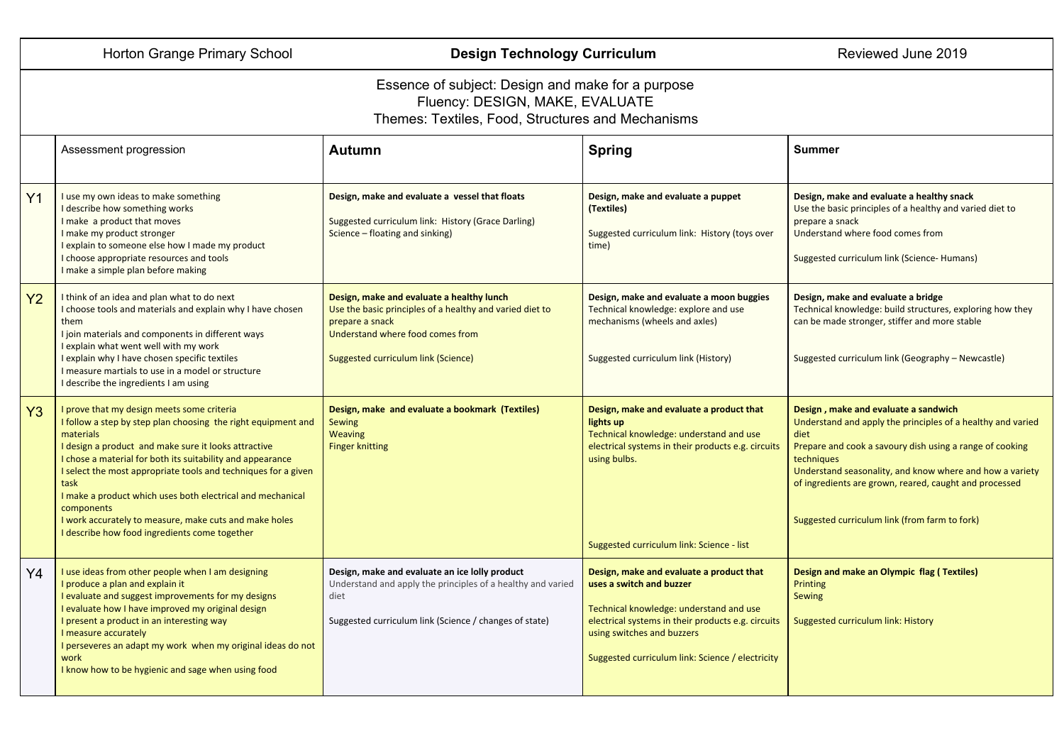| Horton Grange Primary School | Design Technology Curriculum | | Reviewed June 2019 |
|---|---|---|---|

Essence of subject: Design and make for a purpose
Fluency: DESIGN, MAKE, EVALUATE
Themes: Textiles, Food, Structures and Mechanisms

| | Assessment progression | Autumn | Spring | Summer |
|---|---|---|---|---|
| Y1 | I use my own ideas to make something<br>I describe how something works<br>I make a product that moves<br>I make my product stronger<br>I explain to someone else how I made my product<br>I choose appropriate resources and tools<br>I make a simple plan before making | **Design, make and evaluate a vessel that floats**<br><br>Suggested curriculum link: History (Grace Darling)<br>Science – floating and sinking) | **Design, make and evaluate a puppet (Textiles)**<br><br>Suggested curriculum link: History (toys over time) | **Design, make and evaluate a healthy snack**<br>Use the basic principles of a healthy and varied diet to prepare a snack<br>Understand where food comes from<br><br>Suggested curriculum link (Science- Humans) |
| Y2 | I think of an idea and plan what to do next<br>I choose tools and materials and explain why I have chosen them<br>I join materials and components in different ways<br>I explain what went well with my work<br>I explain why I have chosen specific textiles<br>I measure martials to use in a model or structure<br>I describe the ingredients I am using | **Design, make and evaluate a healthy lunch**<br>Use the basic principles of a healthy and varied diet to prepare a snack<br>Understand where food comes from<br><br>Suggested curriculum link (Science) | **Design, make and evaluate a moon buggies**<br>Technical knowledge: explore and use mechanisms (wheels and axles)<br><br>Suggested curriculum link (History) | **Design, make and evaluate a bridge**<br>Technical knowledge: build structures, exploring how they can be made stronger, stiffer and more stable<br><br>Suggested curriculum link (Geography – Newcastle) |
| Y3 | I prove that my design meets some criteria<br>I follow a step by step plan choosing the right equipment and materials<br>I design a product and make sure it looks attractive<br>I chose a material for both its suitability and appearance<br>I select the most appropriate tools and techniques for a given task<br>I make a product which uses both electrical and mechanical components<br>I work accurately to measure, make cuts and make holes<br>I describe how food ingredients come together | **Design, make and evaluate a bookmark (Textiles)**<br>Sewing<br>Weaving<br>Finger knitting | **Design, make and evaluate a product that lights up**<br>Technical knowledge: understand and use electrical systems in their products e.g. circuits using bulbs.<br><br>Suggested curriculum link: Science - list | **Design , make and evaluate a sandwich**<br>Understand and apply the principles of a healthy and varied diet<br>Prepare and cook a savoury dish using a range of cooking techniques<br>Understand seasonality, and know where and how a variety of ingredients are grown, reared, caught and processed<br><br>Suggested curriculum link (from farm to fork) |
| Y4 | I use ideas from other people when I am designing<br>I produce a plan and explain it<br>I evaluate and suggest improvements for my designs<br>I evaluate how I have improved my original design<br>I present a product in an interesting way<br>I measure accurately<br>I perseveres an adapt my work when my original ideas do not work<br>I know how to be hygienic and sage when using food | **Design, make and evaluate an ice lolly product**<br>Understand and apply the principles of a healthy and varied diet<br><br>Suggested curriculum link (Science / changes of state) | **Design, make and evaluate a product that uses a switch and buzzer**<br><br>Technical knowledge: understand and use electrical systems in their products e.g. circuits using switches and buzzers<br><br>Suggested curriculum link: Science / electricity | **Design and make an Olympic flag ( Textiles)**<br>Printing<br>Sewing<br><br>Suggested curriculum link: History |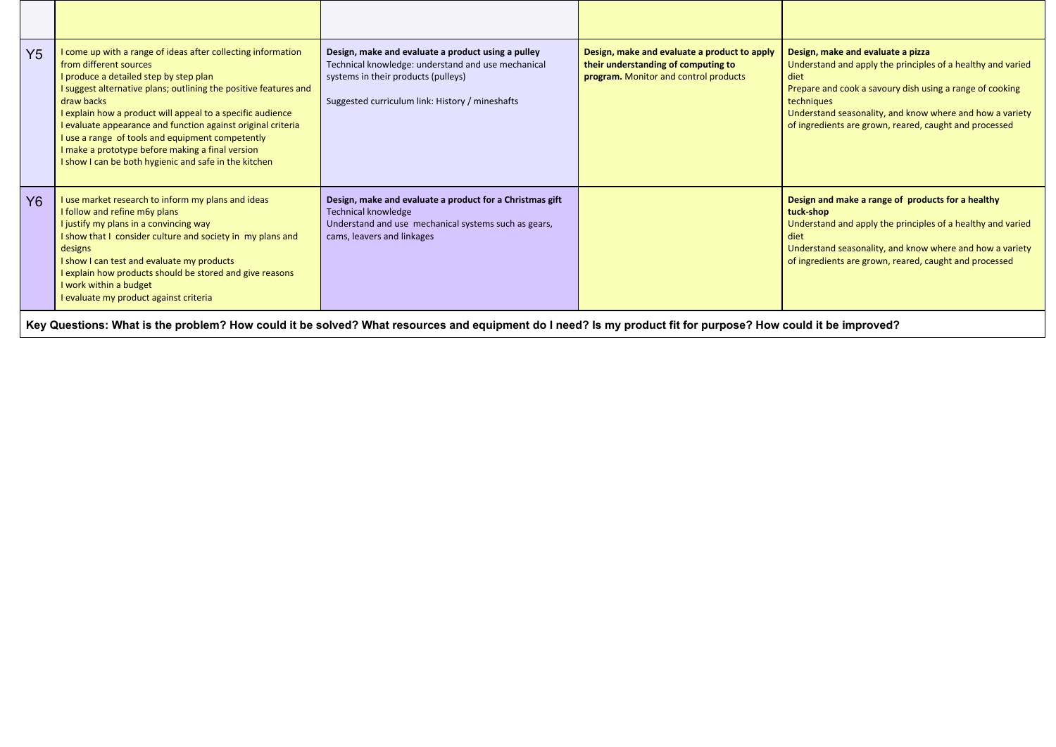| | | | | |
|---|---|---|---|---|
| | | | | |
| Y5 | I come up with a range of ideas after collecting information from different sources<br>I produce a detailed step by step plan<br>I suggest alternative plans; outlining the positive features and draw backs<br>I explain how a product will appeal to a specific audience<br>I evaluate appearance and function against original criteria<br>I use a range of tools and equipment competently<br>I make a prototype before making a final version<br>I show I can be both hygienic and safe in the kitchen | **Design, make and evaluate a product using a pulley**<br>Technical knowledge: understand and use mechanical systems in their products (pulleys)<br><br>Suggested curriculum link: History / mineshafts | **Design, make and evaluate a product to apply their understanding of computing to program.** Monitor and control products | **Design, make and evaluate a pizza**<br>Understand and apply the principles of a healthy and varied diet<br>Prepare and cook a savoury dish using a range of cooking techniques<br>Understand seasonality, and know where and how a variety of ingredients are grown, reared, caught and processed |
| Y6 | I use market research to inform my plans and ideas<br>I follow and refine m6y plans<br>I justify my plans in a convincing way<br>I show that I consider culture and society in my plans and designs<br>I show I can test and evaluate my products<br>I explain how products should be stored and give reasons<br>I work within a budget<br>I evaluate my product against criteria | **Design, make and evaluate a product for a Christmas gift**<br>Technical knowledge<br>Understand and use mechanical systems such as gears, cams, leavers and linkages | | **Design and make a range of products for a healthy tuck-shop**<br>Understand and apply the principles of a healthy and varied diet<br>Understand seasonality, and know where and how a variety of ingredients are grown, reared, caught and processed |

**Key Questions: What is the problem? How could it be solved? What resources and equipment do I need? Is my product fit for purpose? How could it be improved?**